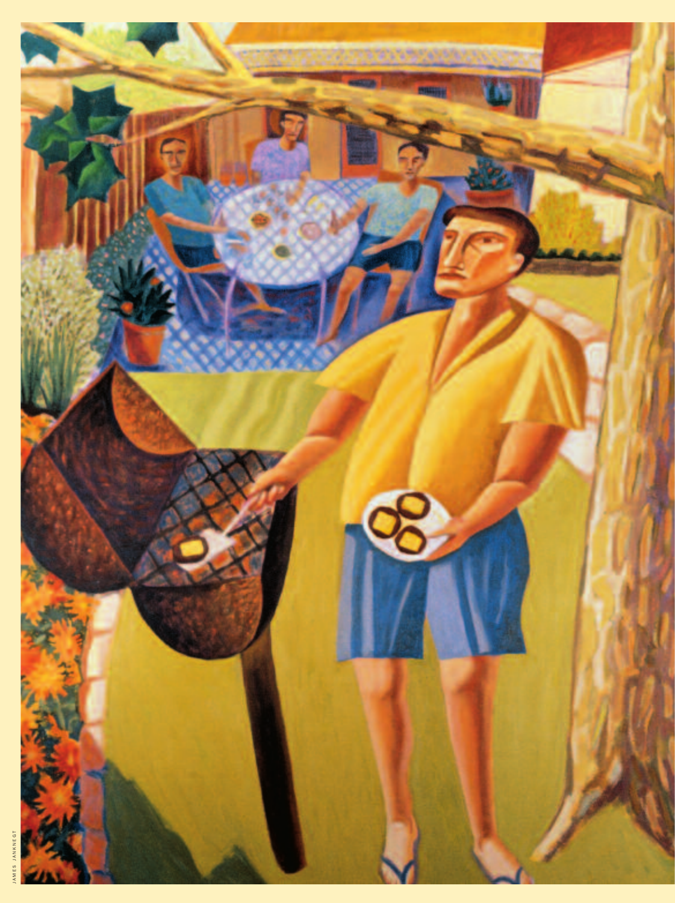JAMES JANKNEGT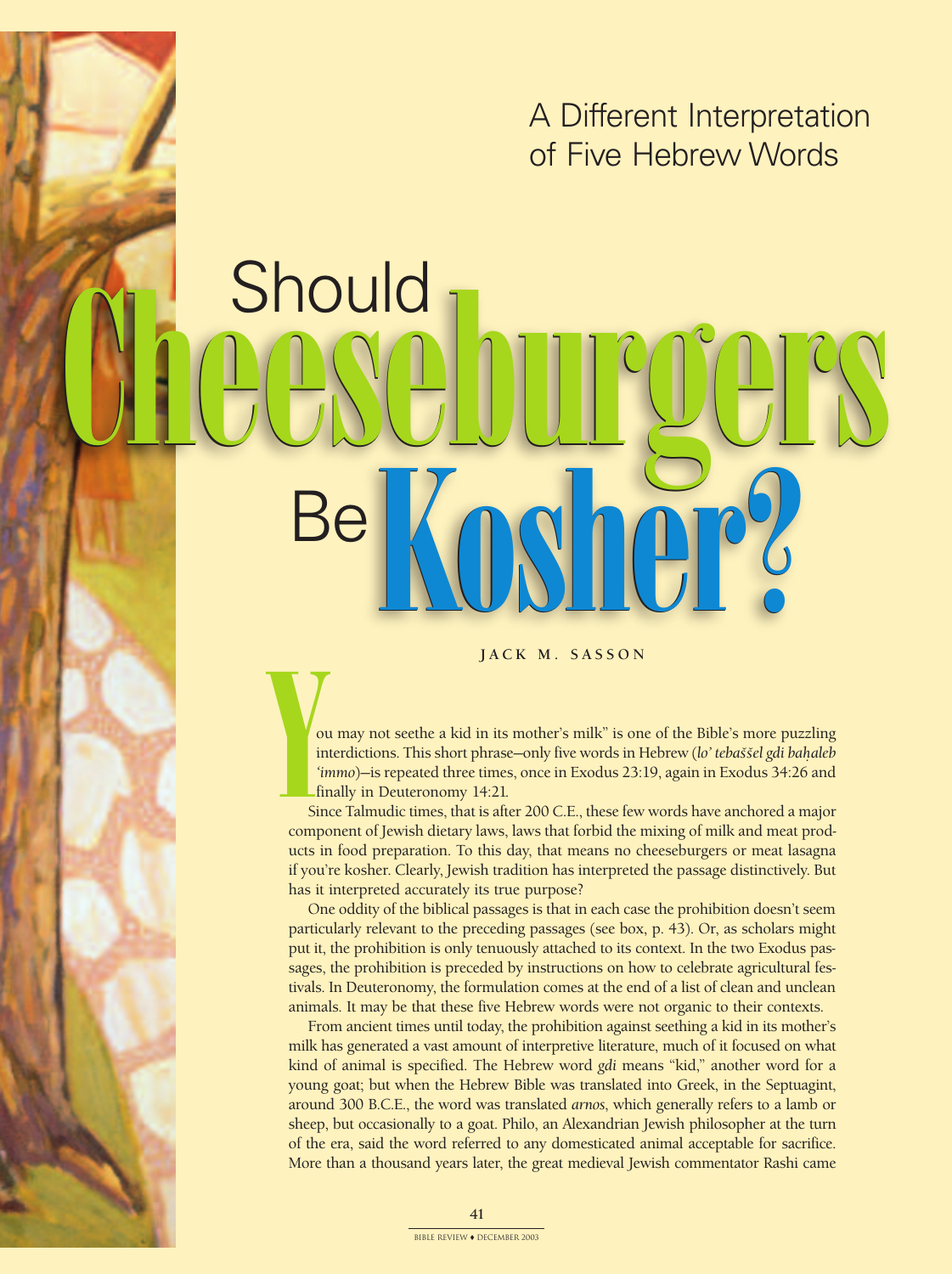A Different Interpretation of Five Hebrew Words

# Should Cheeseburgers Be Kosher?

JACK M. SASSON

"You may not seethe a kid in its mother's milk" is one of the Bible's more puzzling interdictions. This short phrase—only five words in Hebrew (*lo' tebaššel gdi baḥaleb 'immo*)—is repeated three times, once in Exodus 23:19, again in Exodus 34:26 and finally in Deuteronomy 14:21.

Since Talmudic times, that is after 200 C.E., these few words have anchored a major component of Jewish dietary laws, laws that forbid the mixing of milk and meat products in food preparation. To this day, that means no cheeseburgers or meat lasagna if you're kosher. Clearly, Jewish tradition has interpreted the passage distinctively. But has it interpreted accurately its true purpose?

One oddity of the biblical passages is that in each case the prohibition doesn't seem particularly relevant to the preceding passages (see box, p. 43). Or, as scholars might put it, the prohibition is only tenuously attached to its context. In the two Exodus passages, the prohibition is preceded by instructions on how to celebrate agricultural festivals. In Deuteronomy, the formulation comes at the end of a list of clean and unclean animals. It may be that these five Hebrew words were not organic to their contexts.

From ancient times until today, the prohibition against seething a kid in its mother's milk has generated a vast amount of interpretive literature, much of it focused on what kind of animal is specified. The Hebrew word *gdi* means "kid," another word for a young goat; but when the Hebrew Bible was translated into Greek, in the Septuagint, around 300 B.C.E., the word was translated *arnos*, which generally refers to a lamb or sheep, but occasionally to a goat. Philo, an Alexandrian Jewish philosopher at the turn of the era, said the word referred to any domesticated animal acceptable for sacrifice. More than a thousand years later, the great medieval Jewish commentator Rashi came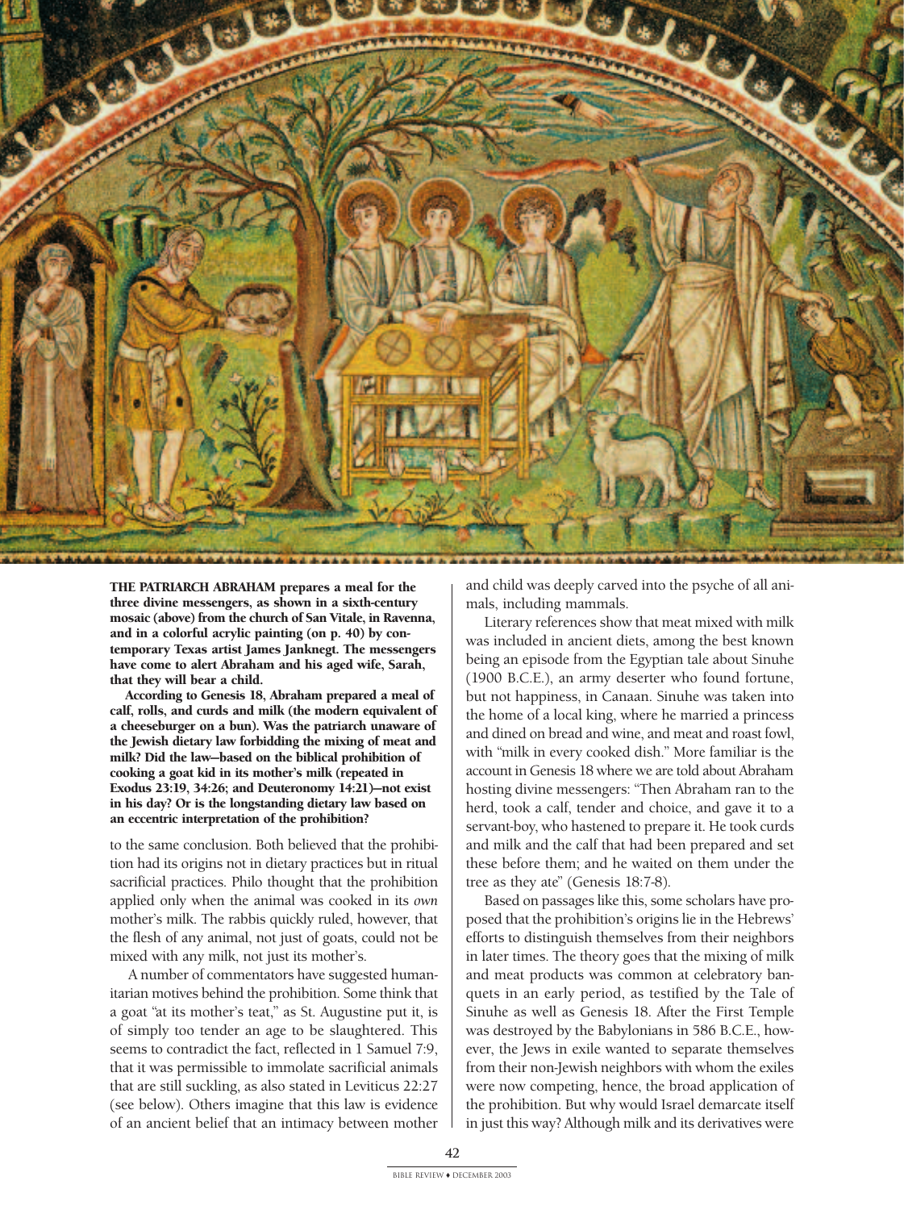**THE PATRIARCH ABRAHAM prepares a meal for the three divine messengers, as shown in a sixth-century mosaic (above) from the church of San Vitale, in Ravenna, and in a colorful acrylic painting (on p. 40) by contemporary Texas artist James Janknegt. The messengers have come to alert Abraham and his aged wife, Sarah, that they will bear a child.**

**According to Genesis 18, Abraham prepared a meal of calf, rolls, and curds and milk (the modern equivalent of a cheeseburger on a bun). Was the patriarch unaware of the Jewish dietary law forbidding the mixing of meat and milk? Did the law—based on the biblical prohibition of cooking a goat kid in its mother's milk (repeated in Exodus 23:19, 34:26; and Deuteronomy 14:21)—not exist in his day? Or is the longstanding dietary law based on an eccentric interpretation of the prohibition?**

to the same conclusion. Both believed that the prohibition had its origins not in dietary practices but in ritual sacrificial practices. Philo thought that the prohibition applied only when the animal was cooked in its *own* mother's milk. The rabbis quickly ruled, however, that the flesh of any animal, not just of goats, could not be mixed with any milk, not just its mother's.

A number of commentators have suggested humanitarian motives behind the prohibition. Some think that a goat "at its mother's teat," as St. Augustine put it, is of simply too tender an age to be slaughtered. This seems to contradict the fact, reflected in 1 Samuel 7:9, that it was permissible to immolate sacrificial animals that are still suckling, as also stated in Leviticus 22:27 (see below). Others imagine that this law is evidence of an ancient belief that an intimacy between mother and child was deeply carved into the psyche of all animals, including mammals.

Literary references show that meat mixed with milk was included in ancient diets, among the best known being an episode from the Egyptian tale about Sinuhe (1900 B.C.E.), an army deserter who found fortune, but not happiness, in Canaan. Sinuhe was taken into the home of a local king, where he married a princess and dined on bread and wine, and meat and roast fowl, with "milk in every cooked dish." More familiar is the account in Genesis 18 where we are told about Abraham hosting divine messengers: "Then Abraham ran to the herd, took a calf, tender and choice, and gave it to a servant-boy, who hastened to prepare it. He took curds and milk and the calf that had been prepared and set these before them; and he waited on them under the tree as they ate" (Genesis 18:7-8).

Based on passages like this, some scholars have proposed that the prohibition's origins lie in the Hebrews' efforts to distinguish themselves from their neighbors in later times. The theory goes that the mixing of milk and meat products was common at celebratory banquets in an early period, as testified by the Tale of Sinuhe as well as Genesis 18. After the First Temple was destroyed by the Babylonians in 586 B.C.E., however, the Jews in exile wanted to separate themselves from their non-Jewish neighbors with whom the exiles were now competing, hence, the broad application of the prohibition. But why would Israel demarcate itself in just this way? Although milk and its derivatives were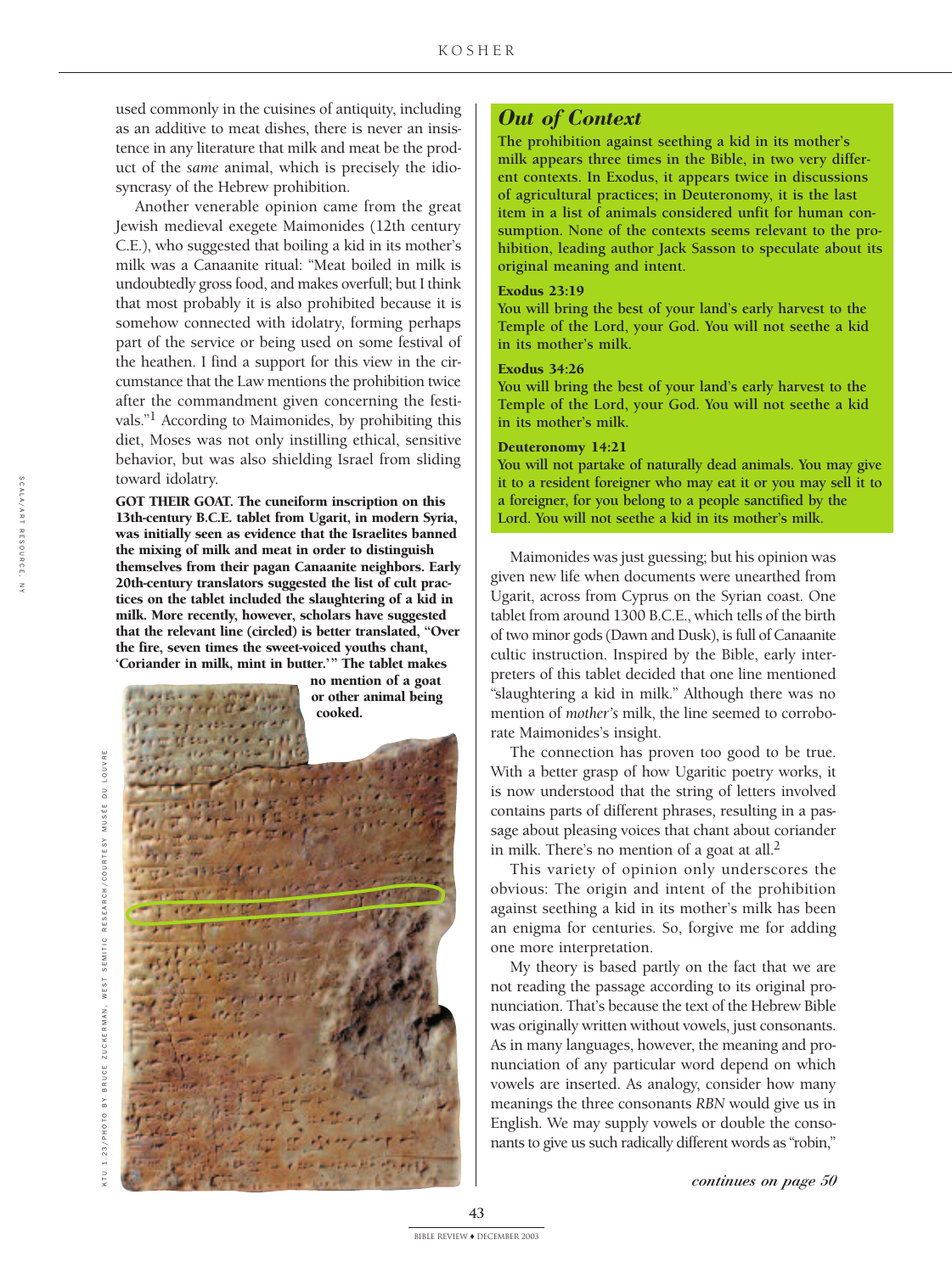used commonly in the cuisines of antiquity, including as an additive to meat dishes, there is never an insistence in any literature that milk and meat be the product of the *same* animal, which is precisely the idiosyncrasy of the Hebrew prohibition.

Another venerable opinion came from the great Jewish medieval exegete Maimonides (12th century C.E.), who suggested that boiling a kid in its mother's milk was a Canaanite ritual: "Meat boiled in milk is undoubtedly gross food, and makes overfull; but I think that most probably it is also prohibited because it is somehow connected with idolatry, forming perhaps part of the service or being used on some festival of the heathen. I find a support for this view in the circumstance that the Law mentions the prohibition twice after the commandment given concerning the festivals."[1] According to Maimonides, by prohibiting this diet, Moses was not only instilling ethical, sensitive behavior, but was also shielding Israel from sliding toward idolatry.

**GOT THEIR GOAT. The cuneiform inscription on this 13th-century B.C.E. tablet from Ugarit, in modern Syria, was initially seen as evidence that the Israelites banned the mixing of milk and meat in order to distinguish themselves from their pagan Canaanite neighbors. Early 20th-century translators suggested the list of cult practices on the tablet included the slaughtering of a kid in milk. More recently, however, scholars have suggested that the relevant line (circled) is better translated, "Over the fire, seven times the sweet-voiced youths chant, 'Coriander in milk, mint in butter.'" The tablet makes no mention of a goat or other animal being cooked.**

## *Out of Context*

**The prohibition against seething a kid in its mother's milk appears three times in the Bible, in two very different contexts. In Exodus, it appears twice in discussions of agricultural practices; in Deuteronomy, it is the last item in a list of animals considered unfit for human consumption. None of the contexts seems relevant to the prohibition, leading author Jack Sasson to speculate about its original meaning and intent.**

**Exodus 23:19**
**You will bring the best of your land's early harvest to the Temple of the Lord, your God. You will not seethe a kid in its mother's milk.**

**Exodus 34:26**
**You will bring the best of your land's early harvest to the Temple of the Lord, your God. You will not seethe a kid in its mother's milk.**

**Deuteronomy 14:21**
**You will not partake of naturally dead animals. You may give it to a resident foreigner who may eat it or you may sell it to a foreigner, for you belong to a people sanctified by the Lord. You will not seethe a kid in its mother's milk.**

Maimonides was just guessing; but his opinion was given new life when documents were unearthed from Ugarit, across from Cyprus on the Syrian coast. One tablet from around 1300 B.C.E., which tells of the birth of two minor gods (Dawn and Dusk), is full of Canaanite cultic instruction. Inspired by the Bible, early interpreters of this tablet decided that one line mentioned "slaughtering a kid in milk." Although there was no mention of *mother's* milk, the line seemed to corroborate Maimonides's insight.

The connection has proven too good to be true. With a better grasp of how Ugaritic poetry works, it is now understood that the string of letters involved contains parts of different phrases, resulting in a passage about pleasing voices that chant about coriander in milk. There's no mention of a goat at all.[2]

This variety of opinion only underscores the obvious: The origin and intent of the prohibition against seething a kid in its mother's milk has been an enigma for centuries. So, forgive me for adding one more interpretation.

My theory is based partly on the fact that we are not reading the passage according to its original pronunciation. That's because the text of the Hebrew Bible was originally written without vowels, just consonants. As in many languages, however, the meaning and pronunciation of any particular word depend on which vowels are inserted. As analogy, consider how many meanings the three consonants *RBN* would give us in English. We may supply vowels or double the consonants to give us such radically different words as "robin,"

*continues on page 50*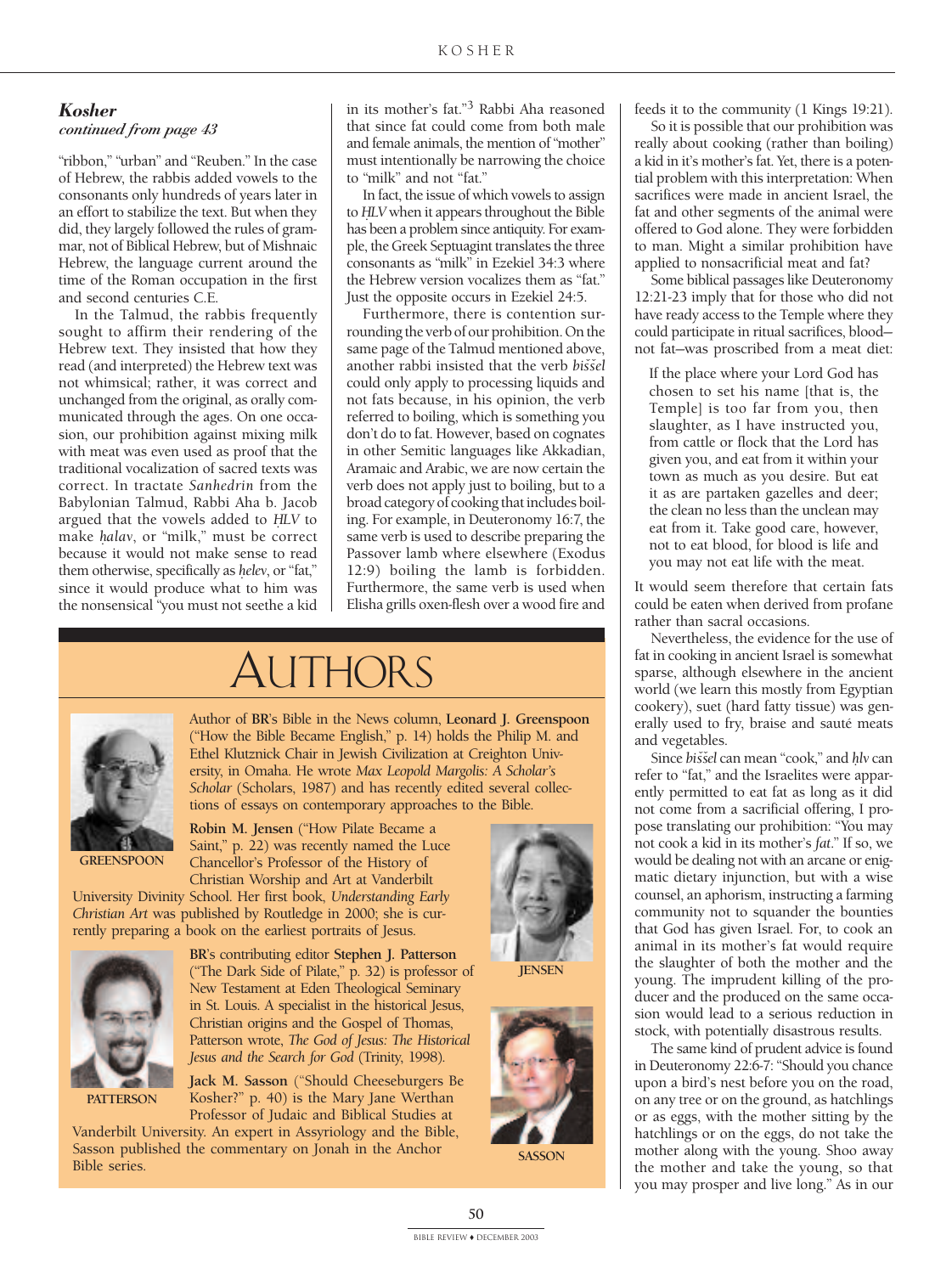## *Kosher*

*continued from page 43*

"ribbon," "urban" and "Reuben." In the case of Hebrew, the rabbis added vowels to the consonants only hundreds of years later in an effort to stabilize the text. But when they did, they largely followed the rules of grammar, not of Biblical Hebrew, but of Mishnaic Hebrew, the language current around the time of the Roman occupation in the first and second centuries C.E.

In the Talmud, the rabbis frequently sought to affirm their rendering of the Hebrew text. They insisted that how they read (and interpreted) the Hebrew text was not whimsical; rather, it was correct and unchanged from the original, as orally communicated through the ages. On one occasion, our prohibition against mixing milk with meat was even used as proof that the traditional vocalization of sacred texts was correct. In tractate *Sanhedrin* from the Babylonian Talmud, Rabbi Aha b. Jacob argued that the vowels added to *ḤLV* to make *ḥalav*, or "milk," must be correct because it would not make sense to read them otherwise, specifically as *ḥelev*, or "fat," since it would produce what to him was the nonsensical "you must not seethe a kid in its mother's fat."[3] Rabbi Aha reasoned that since fat could come from both male and female animals, the mention of "mother" must intentionally be narrowing the choice to "milk" and not "fat."

In fact, the issue of which vowels to assign to *ḤLV* when it appears throughout the Bible has been a problem since antiquity. For example, the Greek Septuagint translates the three consonants as "milk" in Ezekiel 34:3 where the Hebrew version vocalizes them as "fat." Just the opposite occurs in Ezekiel 24:5.

Furthermore, there is contention surrounding the verb of our prohibition. On the same page of the Talmud mentioned above, another rabbi insisted that the verb *biššel* could only apply to processing liquids and not fats because, in his opinion, the verb referred to boiling, which is something you don't do to fat. However, based on cognates in other Semitic languages like Akkadian, Aramaic and Arabic, we are now certain the verb does not apply just to boiling, but to a broad category of cooking that includes boiling. For example, in Deuteronomy 16:7, the same verb is used to describe preparing the Passover lamb where elsewhere (Exodus 12:9) boiling the lamb is forbidden. Furthermore, the same verb is used when Elisha grills oxen-flesh over a wood fire and feeds it to the community (1 Kings 19:21).

So it is possible that our prohibition was really about cooking (rather than boiling) a kid in it's mother's fat. Yet, there is a potential problem with this interpretation: When sacrifices were made in ancient Israel, the fat and other segments of the animal were offered to God alone. They were forbidden to man. Might a similar prohibition have applied to nonsacrificial meat and fat?

Some biblical passages like Deuteronomy 12:21-23 imply that for those who did not have ready access to the Temple where they could participate in ritual sacrifices, blood—not fat—was proscribed from a meat diet:

> If the place where your Lord God has chosen to set his name [that is, the Temple] is too far from you, then slaughter, as I have instructed you, from cattle or flock that the Lord has given you, and eat from it within your town as much as you desire. But eat it as are partaken gazelles and deer; the clean no less than the unclean may eat from it. Take good care, however, not to eat blood, for blood is life and you may not eat life with the meat.

It would seem therefore that certain fats could be eaten when derived from profane rather than sacral occasions.

Nevertheless, the evidence for the use of fat in cooking in ancient Israel is somewhat sparse, although elsewhere in the ancient world (we learn this mostly from Egyptian cookery), suet (hard fatty tissue) was generally used to fry, braise and sauté meats and vegetables.

Since *biššel* can mean "cook," and *ḥlv* can refer to "fat," and the Israelites were apparently permitted to eat fat as long as it did not come from a sacrificial offering, I propose translating our prohibition: "You may not cook a kid in its mother's *fat*." If so, we would be dealing not with an arcane or enigmatic dietary injunction, but with a wise counsel, an aphorism, instructing a farming community not to squander the bounties that God has given Israel. For, to cook an animal in its mother's fat would require the slaughter of both the mother and the young. The imprudent killing of the producer and the produced on the same occasion would lead to a serious reduction in stock, with potentially disastrous results.

The same kind of prudent advice is found in Deuteronomy 22:6-7: "Should you chance upon a bird's nest before you on the road, on any tree or on the ground, as hatchlings or as eggs, with the mother sitting by the hatchlings or on the eggs, do not take the mother along with the young. Shoo away the mother and take the young, so that you may prosper and live long." As in our

# AUTHORS

GREENSPOON

Author of **BR**'s Bible in the News column, **Leonard J. Greenspoon** ("How the Bible Became English," p. 14) holds the Philip M. and Ethel Klutznick Chair in Jewish Civilization at Creighton University, in Omaha. He wrote *Max Leopold Margolis: A Scholar's Scholar* (Scholars, 1987) and has recently edited several collections of essays on contemporary approaches to the Bible.

JENSEN

**Robin M. Jensen** ("How Pilate Became a Saint," p. 22) was recently named the Luce Chancellor's Professor of the History of Christian Worship and Art at Vanderbilt University Divinity School. Her first book, *Understanding Early Christian Art* was published by Routledge in 2000; she is currently preparing a book on the earliest portraits of Jesus.

PATTERSON

**BR**'s contributing editor **Stephen J. Patterson** ("The Dark Side of Pilate," p. 32) is professor of New Testament at Eden Theological Seminary in St. Louis. A specialist in the historical Jesus, Christian origins and the Gospel of Thomas, Patterson wrote, *The God of Jesus: The Historical Jesus and the Search for God* (Trinity, 1998).

SASSON

**Jack M. Sasson** ("Should Cheeseburgers Be Kosher?" p. 40) is the Mary Jane Werthan Professor of Judaic and Biblical Studies at Vanderbilt University. An expert in Assyriology and the Bible, Sasson published the commentary on Jonah in the Anchor Bible series.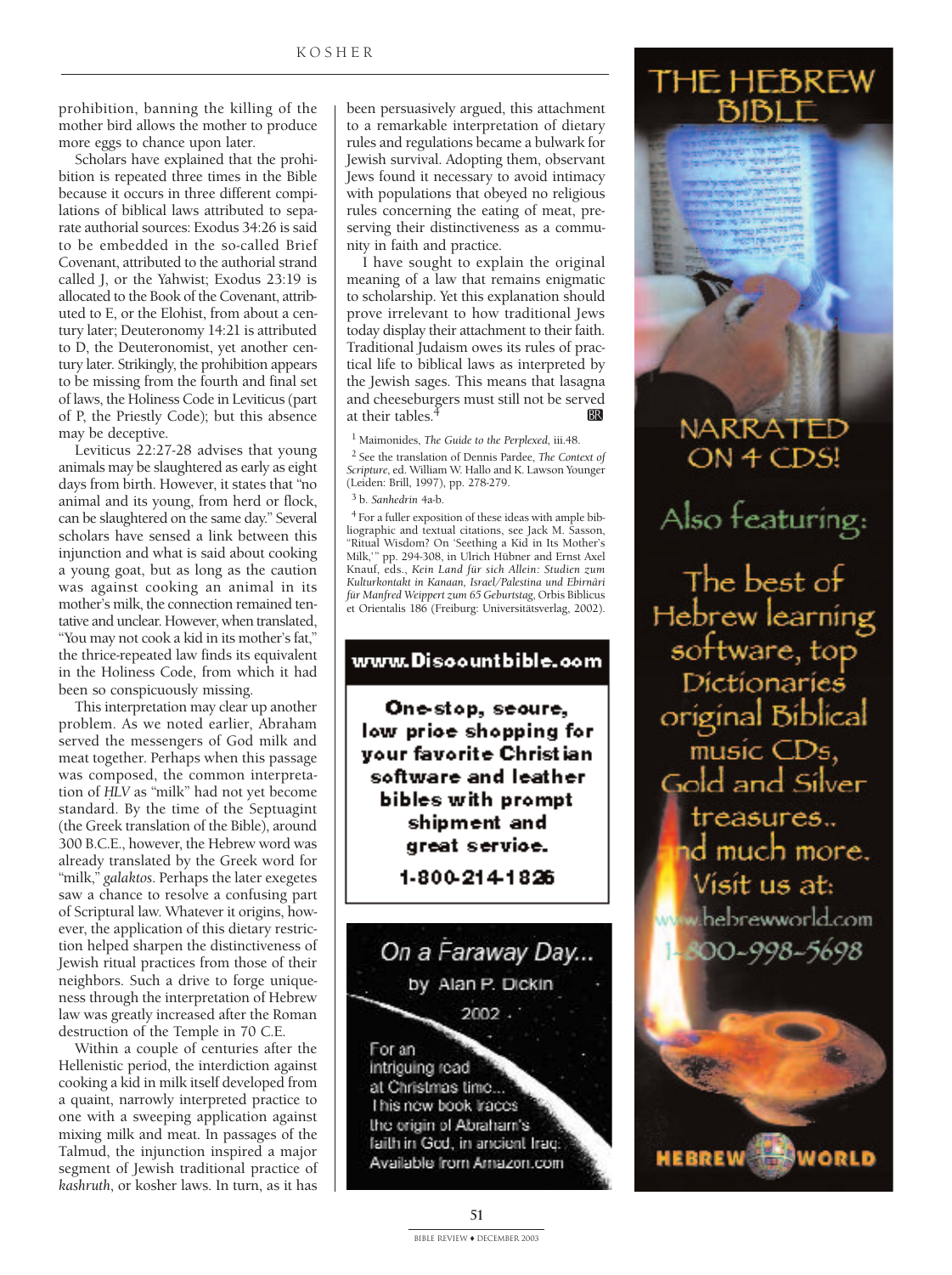prohibition, banning the killing of the mother bird allows the mother to produce more eggs to chance upon later.

Scholars have explained that the prohibition is repeated three times in the Bible because it occurs in three different compilations of biblical laws attributed to separate authorial sources: Exodus 34:26 is said to be embedded in the so-called Brief Covenant, attributed to the authorial strand called J, or the Yahwist; Exodus 23:19 is allocated to the Book of the Covenant, attributed to E, or the Elohist, from about a century later; Deuteronomy 14:21 is attributed to D, the Deuteronomist, yet another century later. Strikingly, the prohibition appears to be missing from the fourth and final set of laws, the Holiness Code in Leviticus (part of P, the Priestly Code); but this absence may be deceptive.

Leviticus 22:27-28 advises that young animals may be slaughtered as early as eight days from birth. However, it states that "no animal and its young, from herd or flock, can be slaughtered on the same day." Several scholars have sensed a link between this injunction and what is said about cooking a young goat, but as long as the caution was against cooking an animal in its mother's milk, the connection remained tentative and unclear. However, when translated, "You may not cook a kid in its mother's fat," the thrice-repeated law finds its equivalent in the Holiness Code, from which it had been so conspicuously missing.

This interpretation may clear up another problem. As we noted earlier, Abraham served the messengers of God milk and meat together. Perhaps when this passage was composed, the common interpretation of *ḤLV* as "milk" had not yet become standard. By the time of the Septuagint (the Greek translation of the Bible), around 300 B.C.E., however, the Hebrew word was already translated by the Greek word for "milk," *galaktos*. Perhaps the later exegetes saw a chance to resolve a confusing part of Scriptural law. Whatever it origins, however, the application of this dietary restriction helped sharpen the distinctiveness of Jewish ritual practices from those of their neighbors. Such a drive to forge uniqueness through the interpretation of Hebrew law was greatly increased after the Roman destruction of the Temple in 70 C.E.

Within a couple of centuries after the Hellenistic period, the interdiction against cooking a kid in milk itself developed from a quaint, narrowly interpreted practice to one with a sweeping application against mixing milk and meat. In passages of the Talmud, the injunction inspired a major segment of Jewish traditional practice of *kashruth*, or kosher laws. In turn, as it has been persuasively argued, this attachment to a remarkable interpretation of dietary rules and regulations became a bulwark for Jewish survival. Adopting them, observant Jews found it necessary to avoid intimacy with populations that obeyed no religious rules concerning the eating of meat, preserving their distinctiveness as a community in faith and practice.

I have sought to explain the original meaning of a law that remains enigmatic to scholarship. Yet this explanation should prove irrelevant to how traditional Jews today display their attachment to their faith. Traditional Judaism owes its rules of practical life to biblical laws as interpreted by the Jewish sages. This means that lasagna and cheeseburgers must still not be served at their tables.[4] BR

[1] Maimonides, *The Guide to the Perplexed*, iii.48.

[2] See the translation of Dennis Pardee, *The Context of Scripture*, ed. William W. Hallo and K. Lawson Younger (Leiden: Brill, 1997), pp. 278-279.

[3] b. *Sanhedrin* 4a-b.

[4] For a fuller exposition of these ideas with ample bibliographic and textual citations, see Jack M. Sasson, "Ritual Wisdom? On 'Seething a Kid in Its Mother's Milk,'" pp. 294-308, in Ulrich Hübner and Ernst Axel Knauf, eds., *Kein Land für sich Allein: Studien zum Kulturkontakt in Kanaan, Israel/Palestina und Ebirnâri für Manfred Weippert zum 65 Geburtstag*, Orbis Biblicus et Orientalis 186 (Freiburg: Universitätsverlag, 2002).

**www.Discountbible.com**

**One-stop, secure, low price shopping for your favorite Christian software and leather bibles with prompt shipment and great service.**

**1-800-214-1826**

*On a Faraway Day...*

by Alan P. Dickin

2002

For an intriguing read at Christmas time... This new book traces the origin of Abraham's faith in God, in ancient Iraq. Available from Amazon.com

THE HEBREW BIBLE

NARRATED ON 4 CDS!

Also featuring:

The best of Hebrew learning software, top Dictionaries original Biblical music CDs, Gold and Silver treasures.. and much more. Visit us at: www.hebrewworld.com 1-800-998-5698

HEBREW WORLD